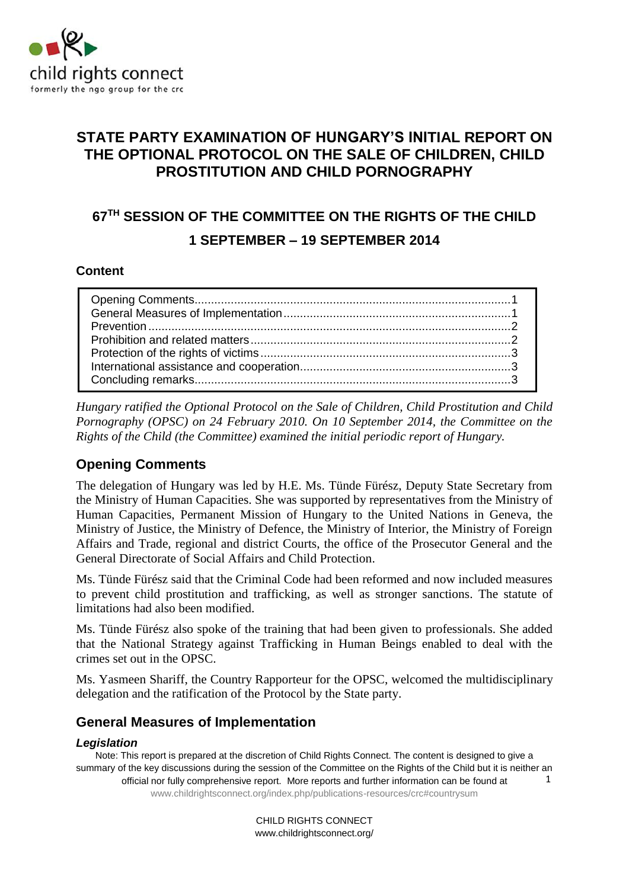# STATE PARTY EXAMINATION OF HUNGARY'S INITIAL REPORT ON THE OPTIONAL PROTOCOL ON THE SALE OF CHILDREN, CHILD PROSTITUTION AND CHILD PORNOGRAPHY

## 67TH SESSION OF THE COMMITTEE ON THE RIGHTS OF THE CHILD

## 1 SEPTEMBER – 19 SEPTEMBER 2014

### Content

- Opening Comments....1
- General Measures of Implementation....1
- Prevention....2
- Prohibition and related matters....2
- Protection of the rights of victims....3
- International assistance and cooperation....3
- Concluding remarks....3

*Hungary ratified the Optional Protocol on the Sale of Children, Child Prostitution and Child Pornography (OPSC) on 24 February 2010. On 10 September 2014, the Committee on the Rights of the Child (the Committee) examined the initial periodic report of Hungary.*

## Opening Comments

The delegation of Hungary was led by H.E. Ms. Tünde Fürész, Deputy State Secretary from the Ministry of Human Capacities. She was supported by representatives from the Ministry of Human Capacities, Permanent Mission of Hungary to the United Nations in Geneva, the Ministry of Justice, the Ministry of Defence, the Ministry of Interior, the Ministry of Foreign Affairs and Trade, regional and district Courts, the office of the Prosecutor General and the General Directorate of Social Affairs and Child Protection.

Ms. Tünde Fürész said that the Criminal Code had been reformed and now included measures to prevent child prostitution and trafficking, as well as stronger sanctions. The statute of limitations had also been modified.

Ms. Tünde Fürész also spoke of the training that had been given to professionals. She added that the National Strategy against Trafficking in Human Beings enabled to deal with the crimes set out in the OPSC.

Ms. Yasmeen Shariff, the Country Rapporteur for the OPSC, welcomed the multidisciplinary delegation and the ratification of the Protocol by the State party.

## General Measures of Implementation

### *Legislation*

Note: This report is prepared at the discretion of Child Rights Connect. The content is designed to give a summary of the key discussions during the session of the Committee on the Rights of the Child but it is neither an official nor fully comprehensive report. More reports and further information can be found at www.childrightsconnect.org/index.php/publications-resources/crc#countrysum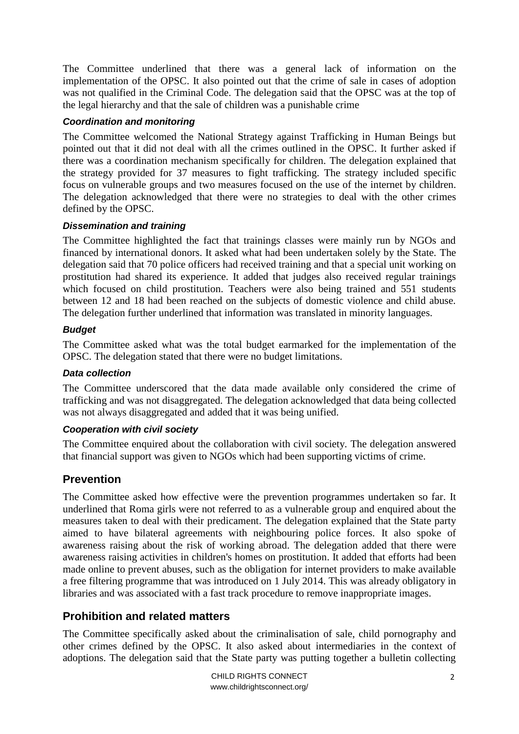The Committee underlined that there was a general lack of information on the implementation of the OPSC. It also pointed out that the crime of sale in cases of adoption was not qualified in the Criminal Code. The delegation said that the OPSC was at the top of the legal hierarchy and that the sale of children was a punishable crime

### *Coordination and monitoring*

The Committee welcomed the National Strategy against Trafficking in Human Beings but pointed out that it did not deal with all the crimes outlined in the OPSC. It further asked if there was a coordination mechanism specifically for children. The delegation explained that the strategy provided for 37 measures to fight trafficking. The strategy included specific focus on vulnerable groups and two measures focused on the use of the internet by children. The delegation acknowledged that there were no strategies to deal with the other crimes defined by the OPSC.

### *Dissemination and training*

The Committee highlighted the fact that trainings classes were mainly run by NGOs and financed by international donors. It asked what had been undertaken solely by the State. The delegation said that 70 police officers had received training and that a special unit working on prostitution had shared its experience. It added that judges also received regular trainings which focused on child prostitution. Teachers were also being trained and 551 students between 12 and 18 had been reached on the subjects of domestic violence and child abuse. The delegation further underlined that information was translated in minority languages.

### *Budget*

The Committee asked what was the total budget earmarked for the implementation of the OPSC. The delegation stated that there were no budget limitations.

### *Data collection*

The Committee underscored that the data made available only considered the crime of trafficking and was not disaggregated. The delegation acknowledged that data being collected was not always disaggregated and added that it was being unified.

### *Cooperation with civil society*

The Committee enquired about the collaboration with civil society. The delegation answered that financial support was given to NGOs which had been supporting victims of crime.

## Prevention

The Committee asked how effective were the prevention programmes undertaken so far. It underlined that Roma girls were not referred to as a vulnerable group and enquired about the measures taken to deal with their predicament. The delegation explained that the State party aimed to have bilateral agreements with neighbouring police forces. It also spoke of awareness raising about the risk of working abroad. The delegation added that there were awareness raising activities in children's homes on prostitution. It added that efforts had been made online to prevent abuses, such as the obligation for internet providers to make available a free filtering programme that was introduced on 1 July 2014. This was already obligatory in libraries and was associated with a fast track procedure to remove inappropriate images.

## Prohibition and related matters

The Committee specifically asked about the criminalisation of sale, child pornography and other crimes defined by the OPSC. It also asked about intermediaries in the context of adoptions. The delegation said that the State party was putting together a bulletin collecting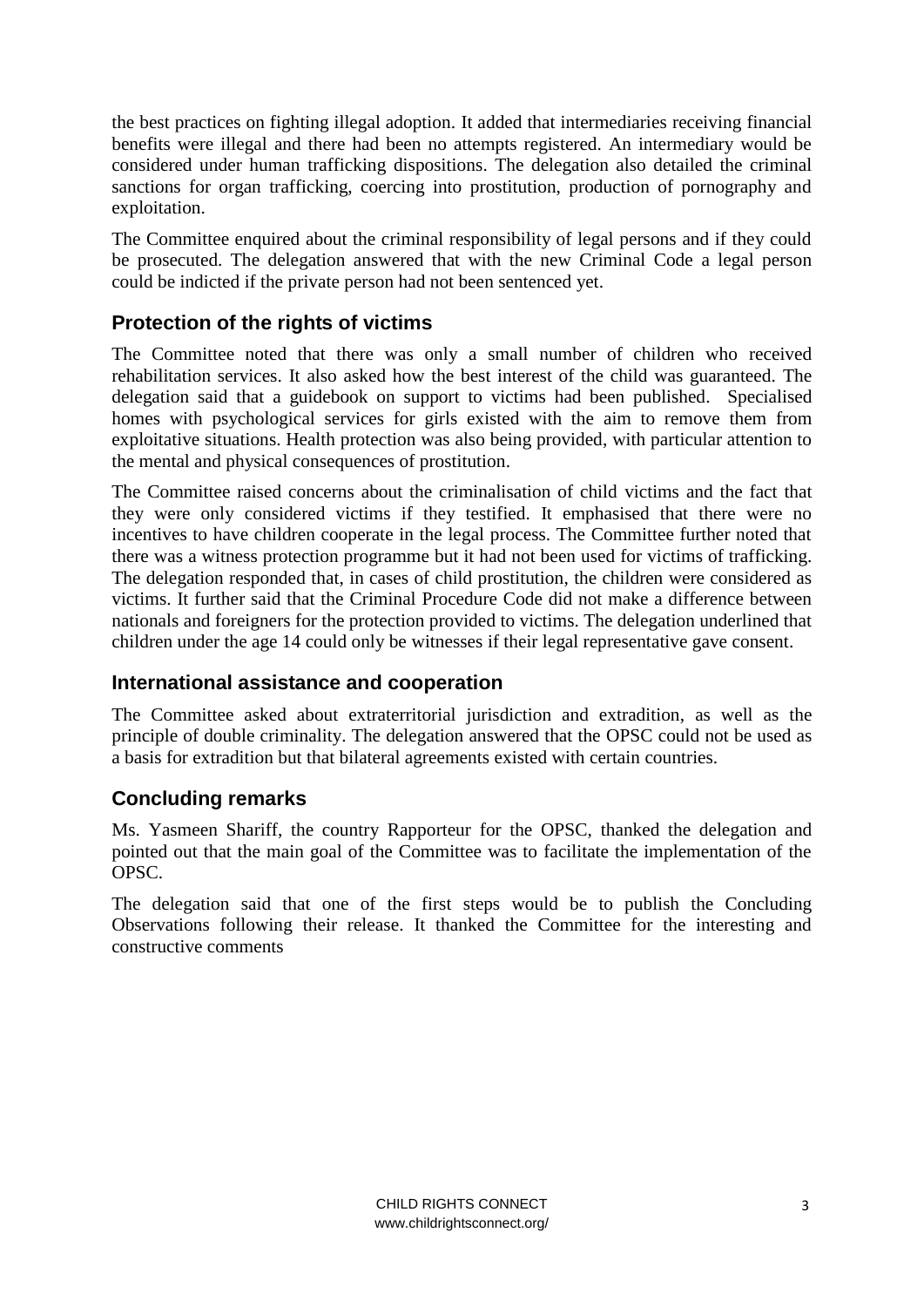the best practices on fighting illegal adoption. It added that intermediaries receiving financial benefits were illegal and there had been no attempts registered. An intermediary would be considered under human trafficking dispositions. The delegation also detailed the criminal sanctions for organ trafficking, coercing into prostitution, production of pornography and exploitation.

The Committee enquired about the criminal responsibility of legal persons and if they could be prosecuted. The delegation answered that with the new Criminal Code a legal person could be indicted if the private person had not been sentenced yet.

## Protection of the rights of victims

The Committee noted that there was only a small number of children who received rehabilitation services. It also asked how the best interest of the child was guaranteed. The delegation said that a guidebook on support to victims had been published. Specialised homes with psychological services for girls existed with the aim to remove them from exploitative situations. Health protection was also being provided, with particular attention to the mental and physical consequences of prostitution.

The Committee raised concerns about the criminalisation of child victims and the fact that they were only considered victims if they testified. It emphasised that there were no incentives to have children cooperate in the legal process. The Committee further noted that there was a witness protection programme but it had not been used for victims of trafficking. The delegation responded that, in cases of child prostitution, the children were considered as victims. It further said that the Criminal Procedure Code did not make a difference between nationals and foreigners for the protection provided to victims. The delegation underlined that children under the age 14 could only be witnesses if their legal representative gave consent.

## International assistance and cooperation

The Committee asked about extraterritorial jurisdiction and extradition, as well as the principle of double criminality. The delegation answered that the OPSC could not be used as a basis for extradition but that bilateral agreements existed with certain countries.

## Concluding remarks

Ms. Yasmeen Shariff, the country Rapporteur for the OPSC, thanked the delegation and pointed out that the main goal of the Committee was to facilitate the implementation of the OPSC.

The delegation said that one of the first steps would be to publish the Concluding Observations following their release. It thanked the Committee for the interesting and constructive comments